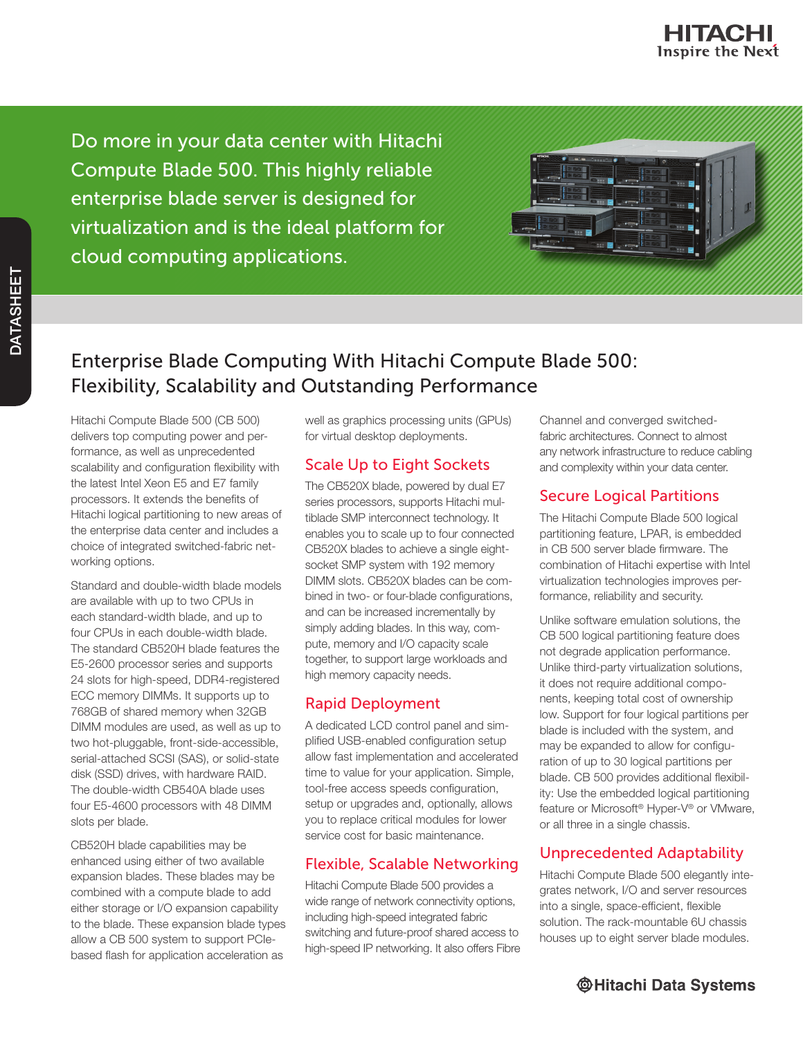DATASHEET

Do more in your data center with Hitachi Compute Blade 500. This highly reliable enterprise blade server is designed for virtualization and is the ideal platform for cloud computing applications.

# Enterprise Blade Computing With Hitachi Compute Blade 500: Flexibility, Scalability and Outstanding Performance

Hitachi Compute Blade 500 (CB 500) delivers top computing power and performance, as well as unprecedented scalability and configuration flexibility with the latest Intel Xeon E5 and E7 family processors. It extends the benefits of Hitachi logical partitioning to new areas of the enterprise data center and includes a choice of integrated switched-fabric networking options.

Standard and double-width blade models are available with up to two CPUs in each standard-width blade, and up to four CPUs in each double-width blade. The standard CB520H blade features the E5-2600 processor series and supports 24 slots for high-speed, DDR4-registered ECC memory DIMMs. It supports up to 768GB of shared memory when 32GB DIMM modules are used, as well as up to two hot-pluggable, front-side-accessible, serial-attached SCSI (SAS), or solid-state disk (SSD) drives, with hardware RAID. The double-width CB540A blade uses four E5-4600 processors with 48 DIMM slots per blade.

CB520H blade capabilities may be enhanced using either of two available expansion blades. These blades may be combined with a compute blade to add either storage or I/O expansion capability to the blade. These expansion blade types allow a CB 500 system to support PCIe-based flash for application acceleration as well as graphics processing units (GPUs) for virtual desktop deployments.

## Scale Up to Eight Sockets

The CB520X blade, powered by dual E7 series processors, supports Hitachi multiblade SMP interconnect technology. It enables you to scale up to four connected CB520X blades to achieve a single eight-socket SMP system with 192 memory DIMM slots. CB520X blades can be combined in two- or four-blade configurations, and can be increased incrementally by simply adding blades. In this way, compute, memory and I/O capacity scale together, to support large workloads and high memory capacity needs.

## Rapid Deployment

A dedicated LCD control panel and simplified USB-enabled configuration setup allow fast implementation and accelerated time to value for your application. Simple, tool-free access speeds configuration, setup or upgrades and, optionally, allows you to replace critical modules for lower service cost for basic maintenance.

## Flexible, Scalable Networking

Hitachi Compute Blade 500 provides a wide range of network connectivity options, including high-speed integrated fabric switching and future-proof shared access to high-speed IP networking. It also offers Fibre Channel and converged switched-fabric architectures. Connect to almost any network infrastructure to reduce cabling and complexity within your data center.

## Secure Logical Partitions

The Hitachi Compute Blade 500 logical partitioning feature, LPAR, is embedded in CB 500 server blade firmware. The combination of Hitachi expertise with Intel virtualization technologies improves performance, reliability and security.

Unlike software emulation solutions, the CB 500 logical partitioning feature does not degrade application performance. Unlike third-party virtualization solutions, it does not require additional components, keeping total cost of ownership low. Support for four logical partitions per blade is included with the system, and may be expanded to allow for configuration of up to 30 logical partitions per blade. CB 500 provides additional flexibility: Use the embedded logical partitioning feature or Microsoft® Hyper-V® or VMware, or all three in a single chassis.

## Unprecedented Adaptability

Hitachi Compute Blade 500 elegantly integrates network, I/O and server resources into a single, space-efficient, flexible solution. The rack-mountable 6U chassis houses up to eight server blade modules.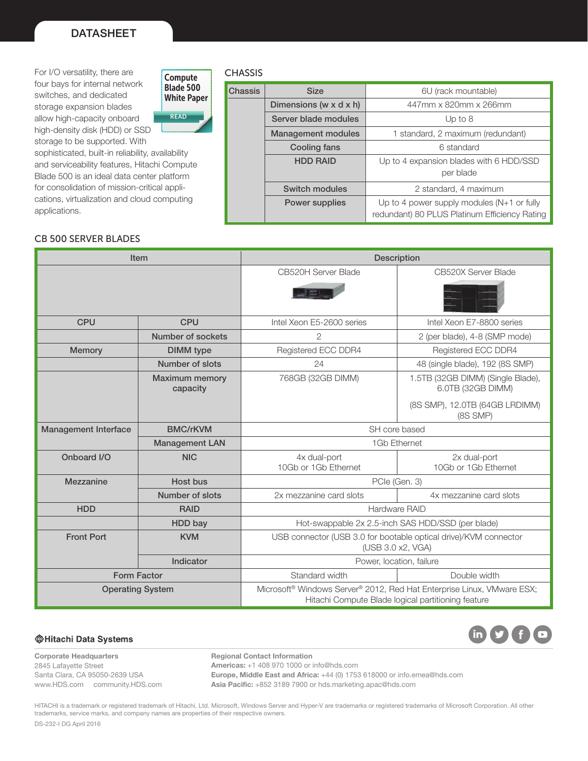DATASHEET

For I/O versatility, there are four bays for internal network switches, and dedicated storage expansion blades allow high-capacity onboard high-density disk (HDD) or SSD storage to be supported. With sophisticated, built-in reliability, availability and serviceability features, Hitachi Compute Blade 500 is an ideal data center platform for consolidation of mission-critical applications, virtualization and cloud computing applications.

Compute Blade 500 White Paper
READ

## CHASSIS

| | | |
|---|---|---|
| Chassis | Size | 6U (rack mountable) |
| | Dimensions (w x d x h) | 447mm x 820mm x 266mm |
| | Server blade modules | Up to 8 |
| | Management modules | 1 standard, 2 maximum (redundant) |
| | Cooling fans | 6 standard |
| | HDD RAID | Up to 4 expansion blades with 6 HDD/SSD per blade |
| | Switch modules | 2 standard, 4 maximum |
| | Power supplies | Up to 4 power supply modules (N+1 or fully redundant) 80 PLUS Platinum Efficiency Rating |

## CB 500 SERVER BLADES

| Item | | Description | |
|---|---|---|---|
| | | CB520H Server Blade | CB520X Server Blade |
| CPU | CPU | Intel Xeon E5-2600 series | Intel Xeon E7-8800 series |
| | Number of sockets | 2 | 2 (per blade), 4-8 (SMP mode) |
| Memory | DIMM type | Registered ECC DDR4 | Registered ECC DDR4 |
| | Number of slots | 24 | 48 (single blade), 192 (8S SMP) |
| | Maximum memory capacity | 768GB (32GB DIMM) | 1.5TB (32GB DIMM) (Single Blade), 6.0TB (32GB DIMM) (8S SMP), 12.0TB (64GB LRDIMM) (8S SMP) |
| Management Interface | BMC/rKVM | SH core based | |
| | Management LAN | 1Gb Ethernet | |
| Onboard I/O | NIC | 4x dual-port 10Gb or 1Gb Ethernet | 2x dual-port 10Gb or 1Gb Ethernet |
| Mezzanine | Host bus | PCIe (Gen. 3) | |
| | Number of slots | 2x mezzanine card slots | 4x mezzanine card slots |
| HDD | RAID | Hardware RAID | |
| | HDD bay | Hot-swappable 2x 2.5-inch SAS HDD/SSD (per blade) | |
| Front Port | KVM | USB connector (USB 3.0 for bootable optical drive)/KVM connector (USB 3.0 x2, VGA) | |
| | Indicator | Power, location, failure | |
| Form Factor | | Standard width | Double width |
| Operating System | | Microsoft® Windows Server® 2012, Red Hat Enterprise Linux, VMware ESX; Hitachi Compute Blade logical partitioning feature | |

**Hitachi Data Systems**

**Corporate Headquarters**
2845 Lafayette Street
Santa Clara, CA 95050-2639 USA
www.HDS.com community.HDS.com

**Regional Contact Information**
**Americas:** +1 408 970 1000 or info@hds.com
**Europe, Middle East and Africa:** +44 (0) 1753 618000 or info.emea@hds.com
**Asia Pacific:** +852 3189 7900 or hds.marketing.apac@hds.com

HITACHI is a trademark or registered trademark of Hitachi, Ltd. Microsoft, Windows Server and Hyper-V are trademarks or registered trademarks of Microsoft Corporation. All other trademarks, service marks, and company names are properties of their respective owners.

DS-232-I DG April 2016